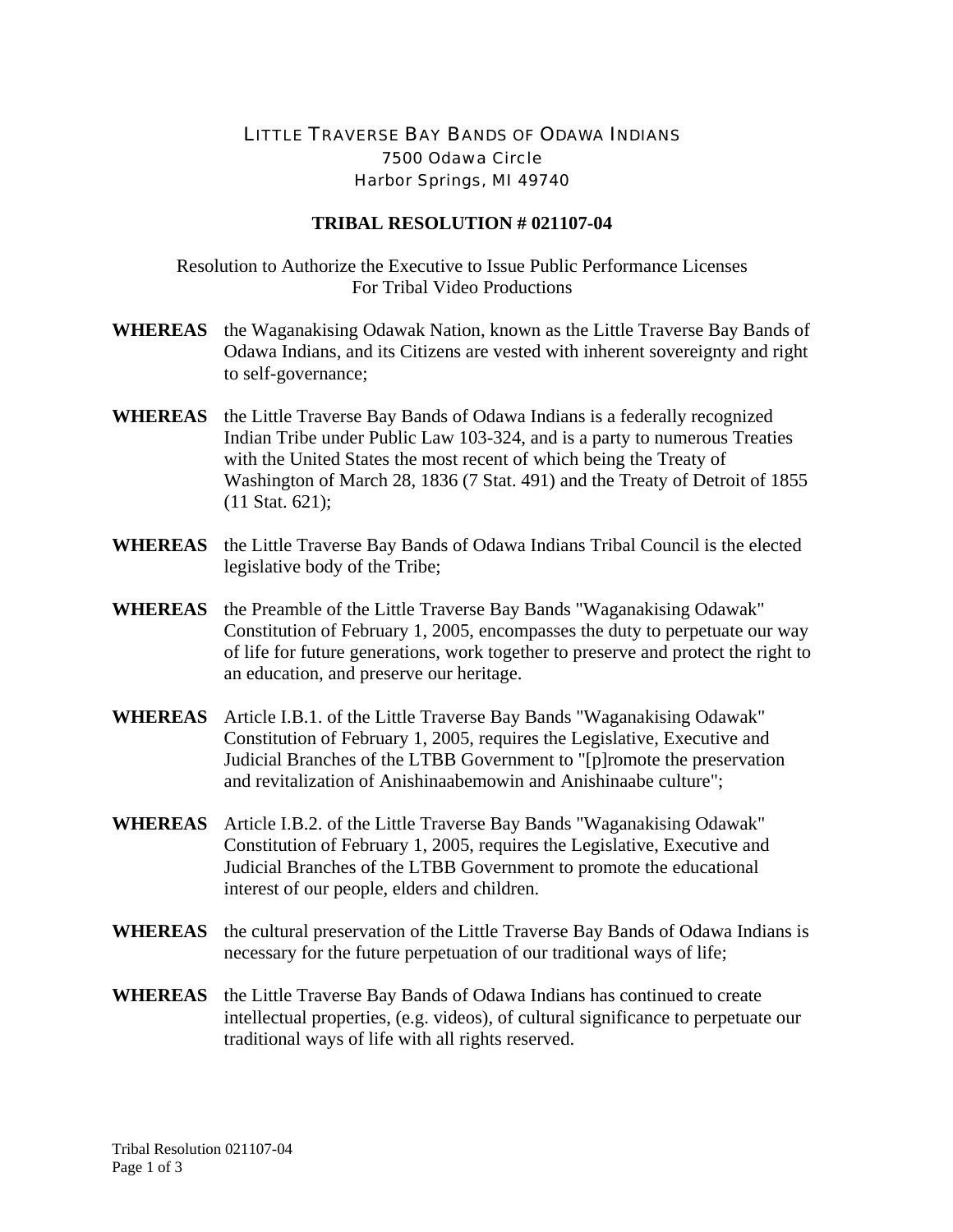# LITTLE TRAVERSE BAY BANDS OF ODAWA INDIANS

7500 Odawa Circle
Harbor Springs, MI 49740

## TRIBAL RESOLUTION # 021107-04

Resolution to Authorize the Executive to Issue Public Performance Licenses For Tribal Video Productions

**WHEREAS** the Waganakising Odawak Nation, known as the Little Traverse Bay Bands of Odawa Indians, and its Citizens are vested with inherent sovereignty and right to self-governance;

**WHEREAS** the Little Traverse Bay Bands of Odawa Indians is a federally recognized Indian Tribe under Public Law 103-324, and is a party to numerous Treaties with the United States the most recent of which being the Treaty of Washington of March 28, 1836 (7 Stat. 491) and the Treaty of Detroit of 1855 (11 Stat. 621);

**WHEREAS** the Little Traverse Bay Bands of Odawa Indians Tribal Council is the elected legislative body of the Tribe;

**WHEREAS** the Preamble of the Little Traverse Bay Bands "Waganakising Odawak" Constitution of February 1, 2005, encompasses the duty to perpetuate our way of life for future generations, work together to preserve and protect the right to an education, and preserve our heritage.

**WHEREAS** Article I.B.1. of the Little Traverse Bay Bands "Waganakising Odawak" Constitution of February 1, 2005, requires the Legislative, Executive and Judicial Branches of the LTBB Government to "[p]romote the preservation and revitalization of Anishinaabemowin and Anishinaabe culture";

**WHEREAS** Article I.B.2. of the Little Traverse Bay Bands "Waganakising Odawak" Constitution of February 1, 2005, requires the Legislative, Executive and Judicial Branches of the LTBB Government to promote the educational interest of our people, elders and children.

**WHEREAS** the cultural preservation of the Little Traverse Bay Bands of Odawa Indians is necessary for the future perpetuation of our traditional ways of life;

**WHEREAS** the Little Traverse Bay Bands of Odawa Indians has continued to create intellectual properties, (e.g. videos), of cultural significance to perpetuate our traditional ways of life with all rights reserved.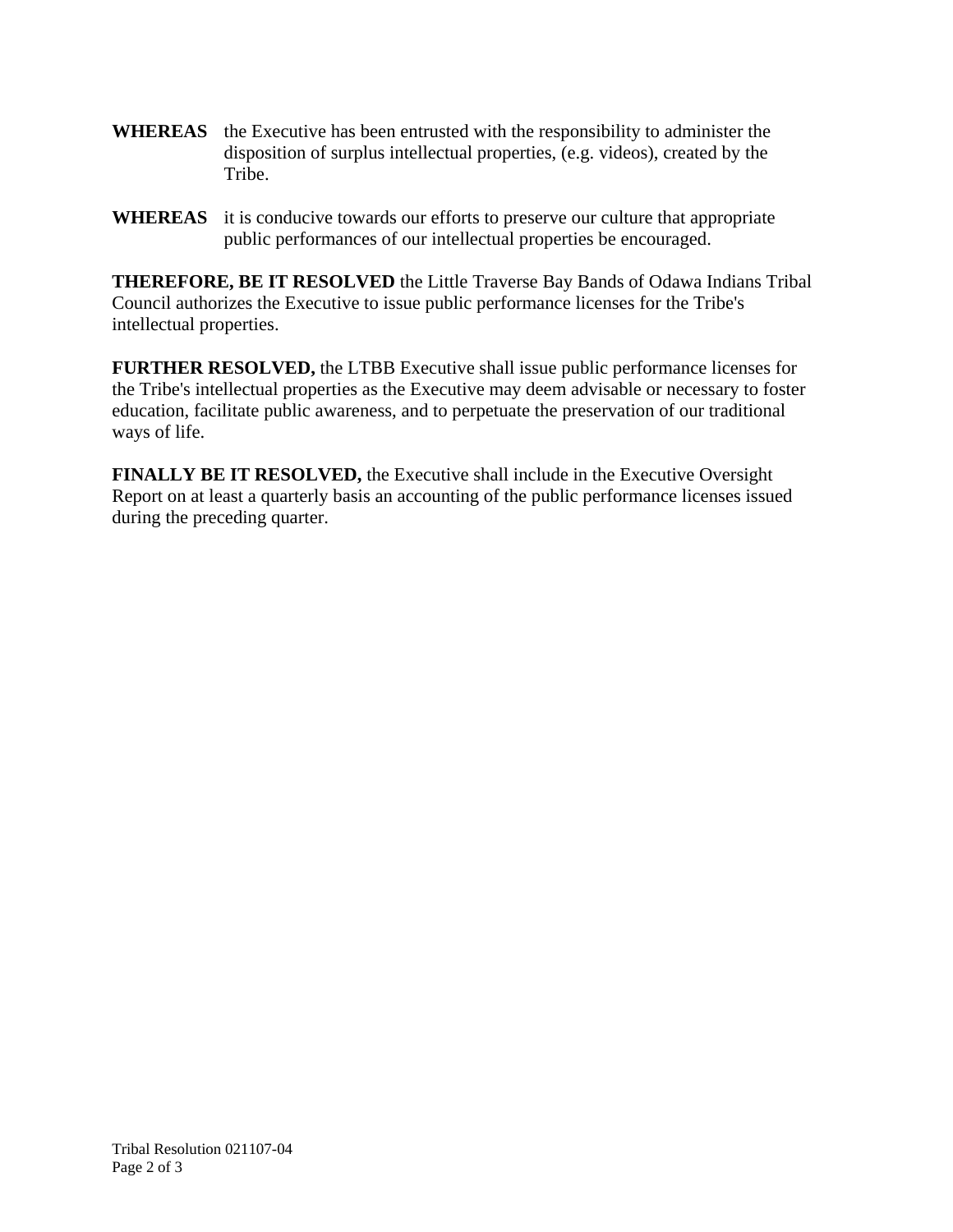**WHEREAS** the Executive has been entrusted with the responsibility to administer the disposition of surplus intellectual properties, (e.g. videos), created by the Tribe.

**WHEREAS** it is conducive towards our efforts to preserve our culture that appropriate public performances of our intellectual properties be encouraged.

**THEREFORE, BE IT RESOLVED** the Little Traverse Bay Bands of Odawa Indians Tribal Council authorizes the Executive to issue public performance licenses for the Tribe's intellectual properties.

**FURTHER RESOLVED,** the LTBB Executive shall issue public performance licenses for the Tribe's intellectual properties as the Executive may deem advisable or necessary to foster education, facilitate public awareness, and to perpetuate the preservation of our traditional ways of life.

**FINALLY BE IT RESOLVED,** the Executive shall include in the Executive Oversight Report on at least a quarterly basis an accounting of the public performance licenses issued during the preceding quarter.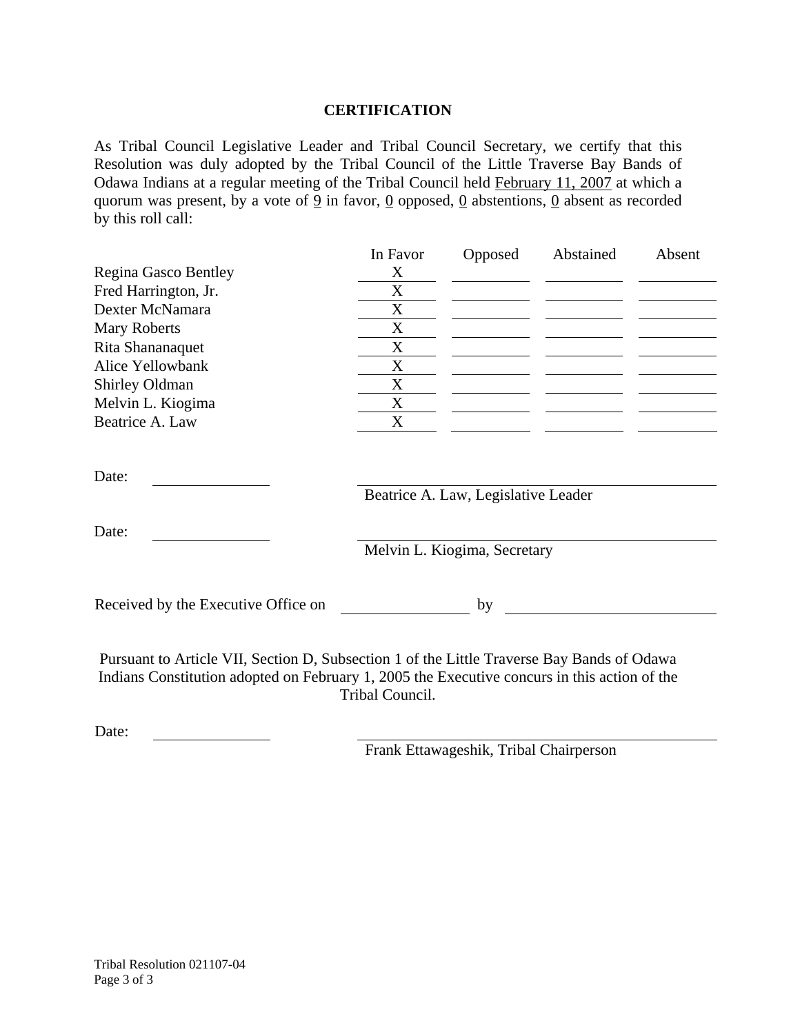## CERTIFICATION

As Tribal Council Legislative Leader and Tribal Council Secretary, we certify that this Resolution was duly adopted by the Tribal Council of the Little Traverse Bay Bands of Odawa Indians at a regular meeting of the Tribal Council held February 11, 2007 at which a quorum was present, by a vote of 9 in favor, 0 opposed, 0 abstentions, 0 absent as recorded by this roll call:

| | In Favor | Opposed | Abstained | Absent |
|---|---|---|---|---|
| Regina Gasco Bentley | X | | | |
| Fred Harrington, Jr. | X | | | |
| Dexter McNamara | X | | | |
| Mary Roberts | X | | | |
| Rita Shananaquet | X | | | |
| Alice Yellowbank | X | | | |
| Shirley Oldman | X | | | |
| Melvin L. Kiogima | X | | | |
| Beatrice A. Law | X | | | |

Date: ______________ ______________________________
Beatrice A. Law, Legislative Leader

Date: ______________ ______________________________
Melvin L. Kiogima, Secretary

Received by the Executive Office on ______________ by ______________________

Pursuant to Article VII, Section D, Subsection 1 of the Little Traverse Bay Bands of Odawa Indians Constitution adopted on February 1, 2005 the Executive concurs in this action of the Tribal Council.

Date: ______________ ______________________________
Frank Ettawageshik, Tribal Chairperson

Tribal Resolution 021107-04